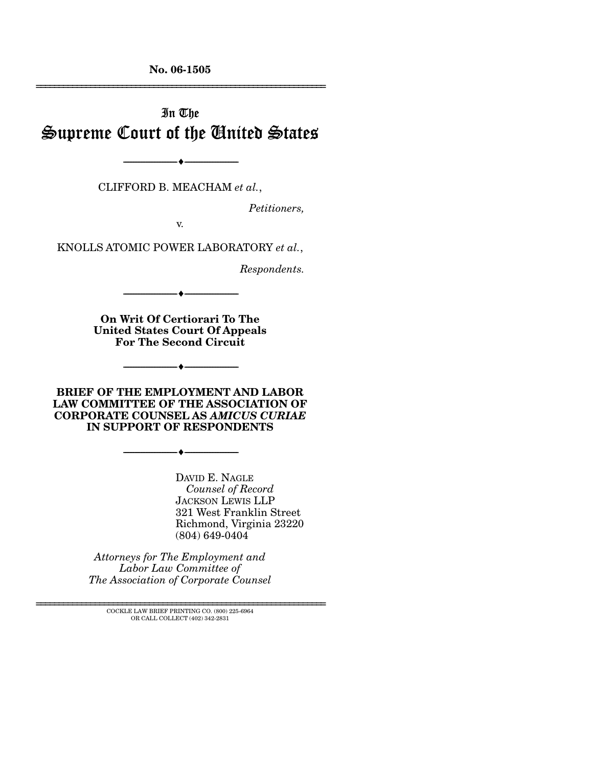**No. 06-1505**

---

In The
# Supreme Court of the United States

---

CLIFFORD B. MEACHAM *et al.*,

*Petitioners,*

v.

KNOLLS ATOMIC POWER LABORATORY *et al.*,

*Respondents.*

---

**On Writ Of Certiorari To The United States Court Of Appeals For The Second Circuit**

---

**BRIEF OF THE EMPLOYMENT AND LABOR LAW COMMITTEE OF THE ASSOCIATION OF CORPORATE COUNSEL AS *AMICUS CURIAE* IN SUPPORT OF RESPONDENTS**

---

DAVID E. NAGLE
*Counsel of Record*
JACKSON LEWIS LLP
321 West Franklin Street
Richmond, Virginia 23220
(804) 649-0404

*Attorneys for The Employment and Labor Law Committee of The Association of Corporate Counsel*

---

COCKLE LAW BRIEF PRINTING CO. (800) 225-6964
OR CALL COLLECT (402) 342-2831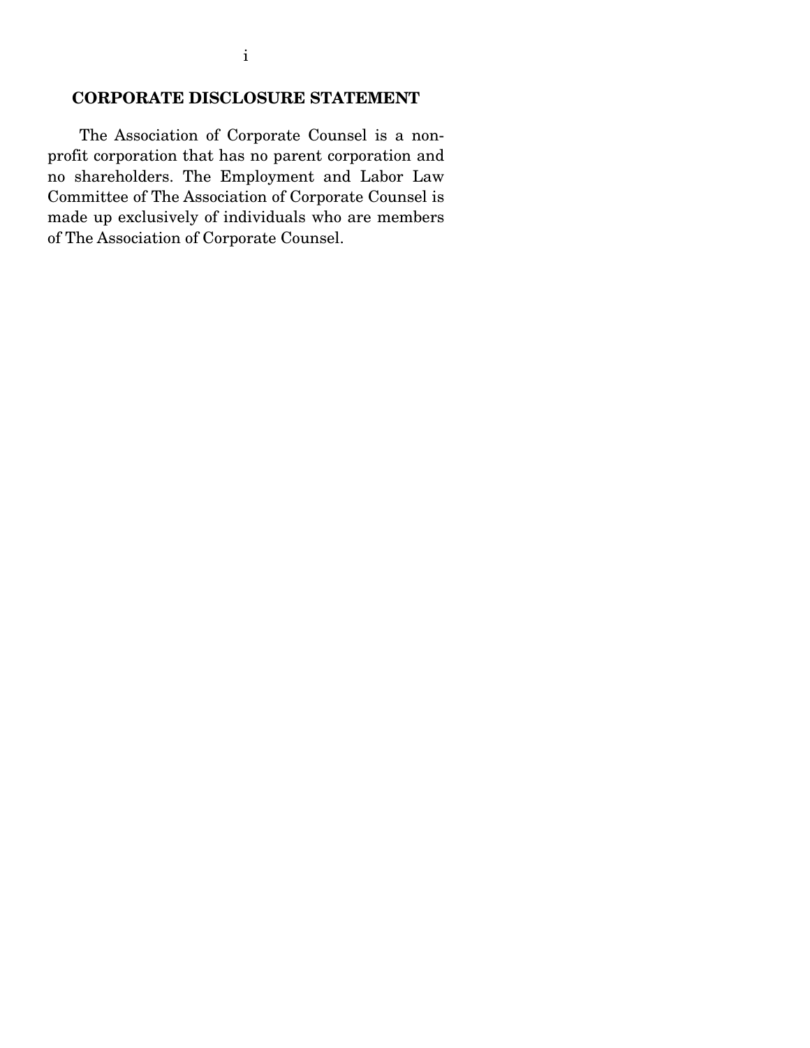## CORPORATE DISCLOSURE STATEMENT

The Association of Corporate Counsel is a non-profit corporation that has no parent corporation and no shareholders. The Employment and Labor Law Committee of The Association of Corporate Counsel is made up exclusively of individuals who are members of The Association of Corporate Counsel.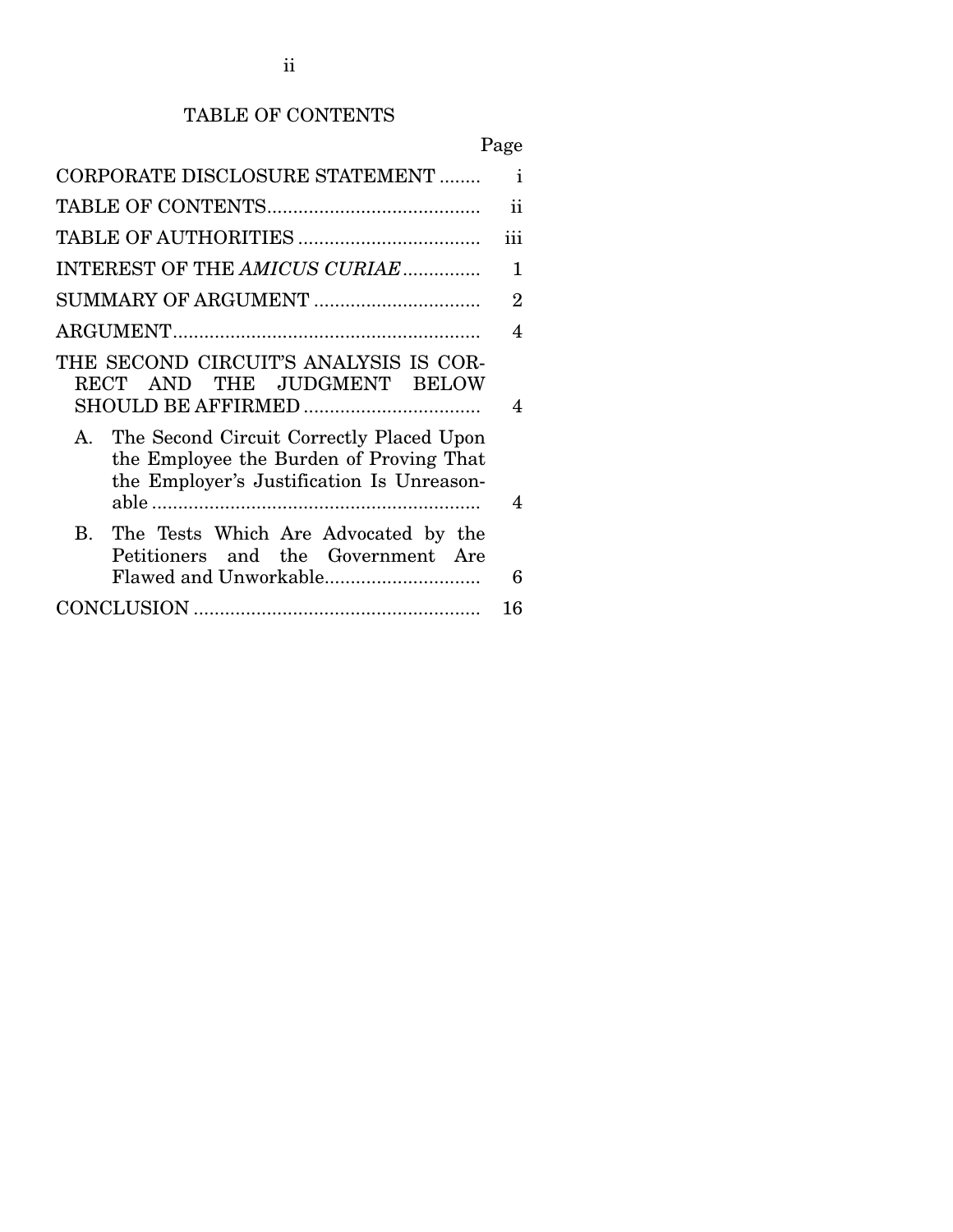# TABLE OF CONTENTS

| | Page |
|---|---|
| CORPORATE DISCLOSURE STATEMENT | i |
| TABLE OF CONTENTS | ii |
| TABLE OF AUTHORITIES | iii |
| INTEREST OF THE *AMICUS CURIAE* | 1 |
| SUMMARY OF ARGUMENT | 2 |
| ARGUMENT | 4 |
| THE SECOND CIRCUIT'S ANALYSIS IS CORRECT AND THE JUDGMENT BELOW SHOULD BE AFFIRMED | 4 |
| A. The Second Circuit Correctly Placed Upon the Employee the Burden of Proving That the Employer's Justification Is Unreasonable | 4 |
| B. The Tests Which Are Advocated by the Petitioners and the Government Are Flawed and Unworkable | 6 |
| CONCLUSION | 16 |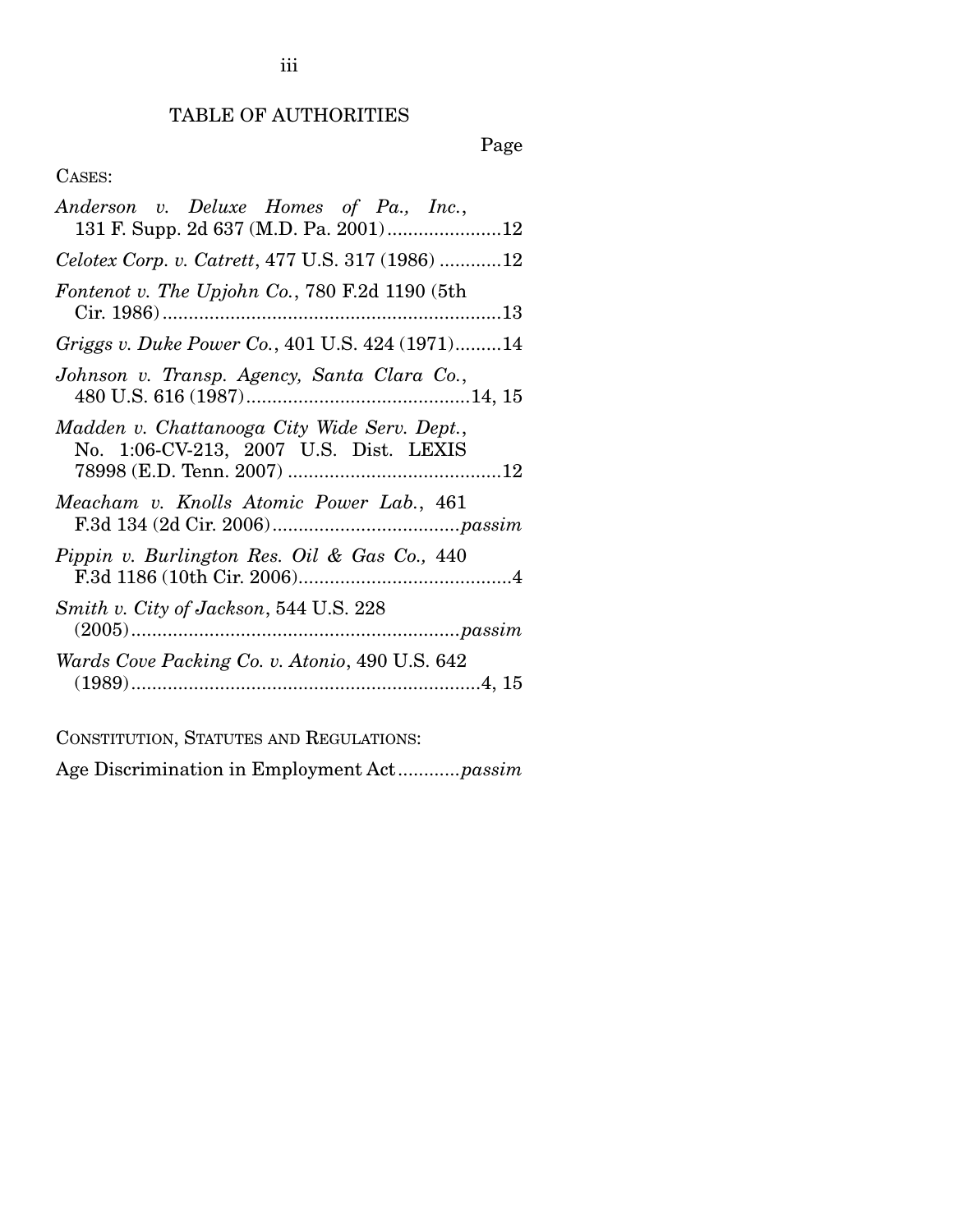# TABLE OF AUTHORITIES

Page

CASES:

*Anderson v. Deluxe Homes of Pa., Inc.*, 131 F. Supp. 2d 637 (M.D. Pa. 2001) .......................12

*Celotex Corp. v. Catrett*, 477 U.S. 317 (1986) ............12

*Fontenot v. The Upjohn Co.*, 780 F.2d 1190 (5th Cir. 1986) .................................................................13

*Griggs v. Duke Power Co.*, 401 U.S. 424 (1971).........14

*Johnson v. Transp. Agency, Santa Clara Co.*, 480 U.S. 616 (1987)...........................................14, 15

*Madden v. Chattanooga City Wide Serv. Dept.*, No. 1:06-CV-213, 2007 U.S. Dist. LEXIS 78998 (E.D. Tenn. 2007) .........................................12

*Meacham v. Knolls Atomic Power Lab.*, 461 F.3d 134 (2d Cir. 2006)....................................*passim*

*Pippin v. Burlington Res. Oil & Gas Co.,* 440 F.3d 1186 (10th Cir. 2006).........................................4

*Smith v. City of Jackson*, 544 U.S. 228 (2005)..............................................................*passim*

*Wards Cove Packing Co. v. Atonio*, 490 U.S. 642 (1989)...................................................................4, 15

CONSTITUTION, STATUTES AND REGULATIONS:

Age Discrimination in Employment Act............*passim*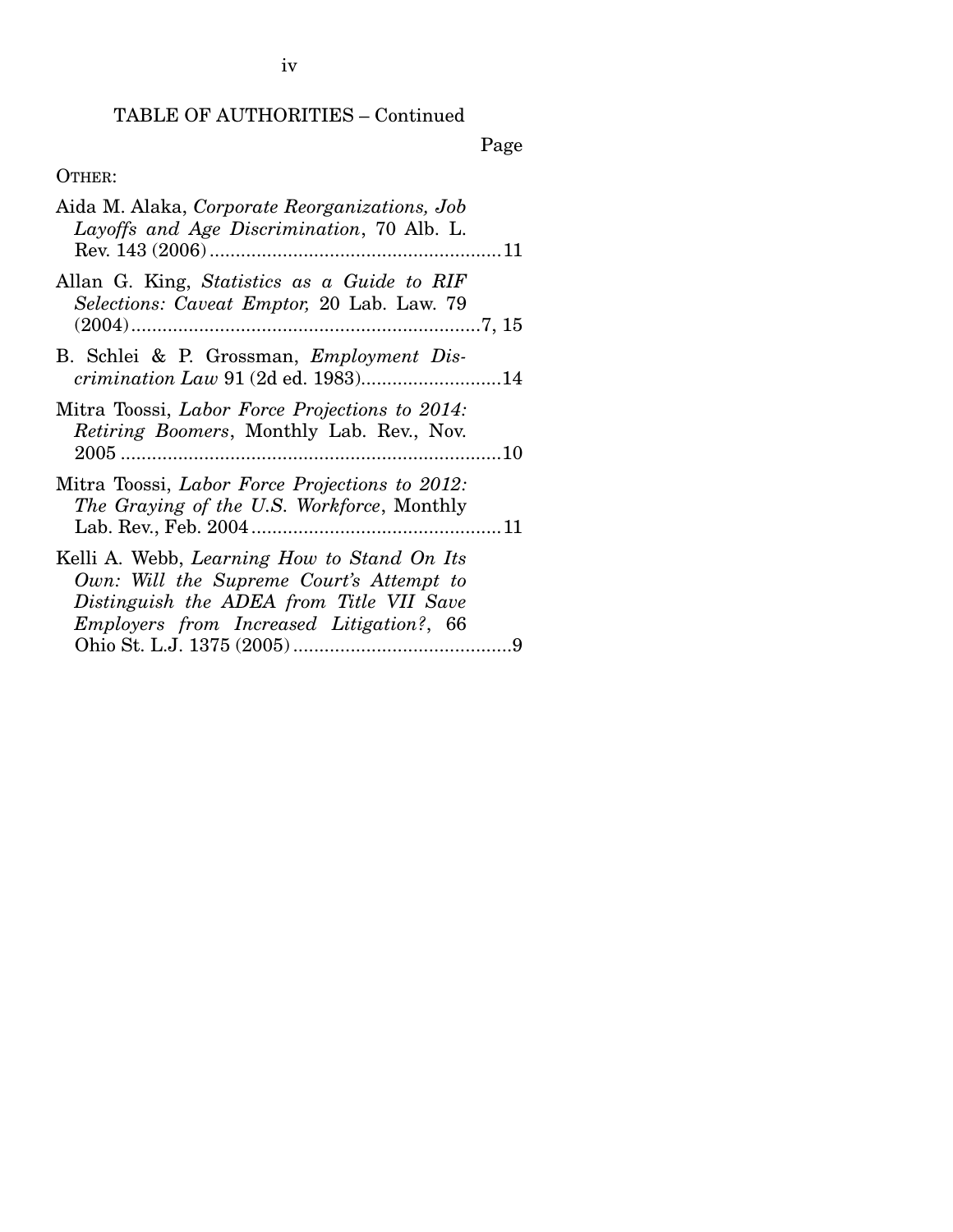TABLE OF AUTHORITIES – Continued

Page

OTHER:

Aida M. Alaka, *Corporate Reorganizations, Job Layoffs and Age Discrimination*, 70 Alb. L. Rev. 143 (2006) .......................................................11

Allan G. King, *Statistics as a Guide to RIF Selections: Caveat Emptor,* 20 Lab. Law. 79 (2004) ...................................................................7, 15

B. Schlei & P. Grossman, *Employment Discrimination Law* 91 (2d ed. 1983) ...........................14

Mitra Toossi, *Labor Force Projections to 2014: Retiring Boomers*, Monthly Lab. Rev., Nov. 2005 .........................................................................10

Mitra Toossi, *Labor Force Projections to 2012: The Graying of the U.S. Workforce*, Monthly Lab. Rev., Feb. 2004 ................................................11

Kelli A. Webb, *Learning How to Stand On Its Own: Will the Supreme Court's Attempt to Distinguish the ADEA from Title VII Save Employers from Increased Litigation?*, 66 Ohio St. L.J. 1375 (2005) ..........................................9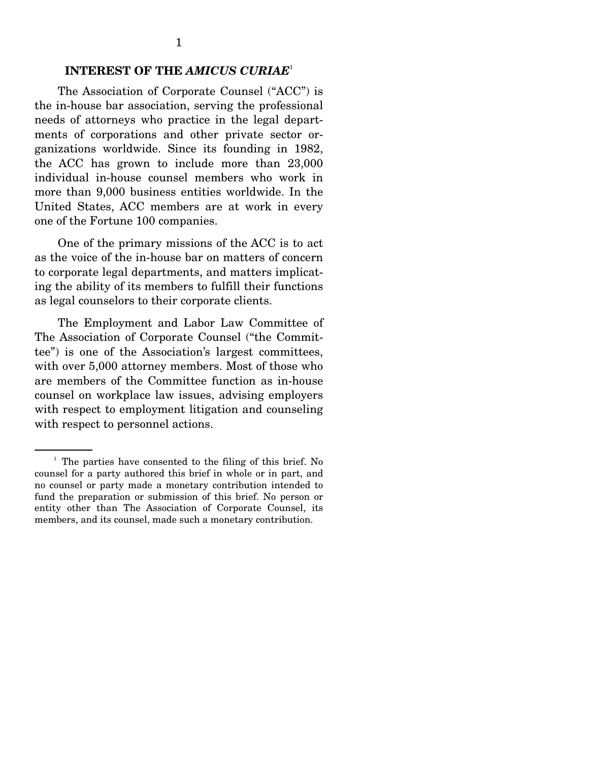## INTEREST OF THE *AMICUS CURIAE*[1]

The Association of Corporate Counsel ("ACC") is the in-house bar association, serving the professional needs of attorneys who practice in the legal departments of corporations and other private sector organizations worldwide. Since its founding in 1982, the ACC has grown to include more than 23,000 individual in-house counsel members who work in more than 9,000 business entities worldwide. In the United States, ACC members are at work in every one of the Fortune 100 companies.

One of the primary missions of the ACC is to act as the voice of the in-house bar on matters of concern to corporate legal departments, and matters implicating the ability of its members to fulfill their functions as legal counselors to their corporate clients.

The Employment and Labor Law Committee of The Association of Corporate Counsel ("the Committee") is one of the Association's largest committees, with over 5,000 attorney members. Most of those who are members of the Committee function as in-house counsel on workplace law issues, advising employers with respect to employment litigation and counseling with respect to personnel actions.

---

[1] The parties have consented to the filing of this brief. No counsel for a party authored this brief in whole or in part, and no counsel or party made a monetary contribution intended to fund the preparation or submission of this brief. No person or entity other than The Association of Corporate Counsel, its members, and its counsel, made such a monetary contribution.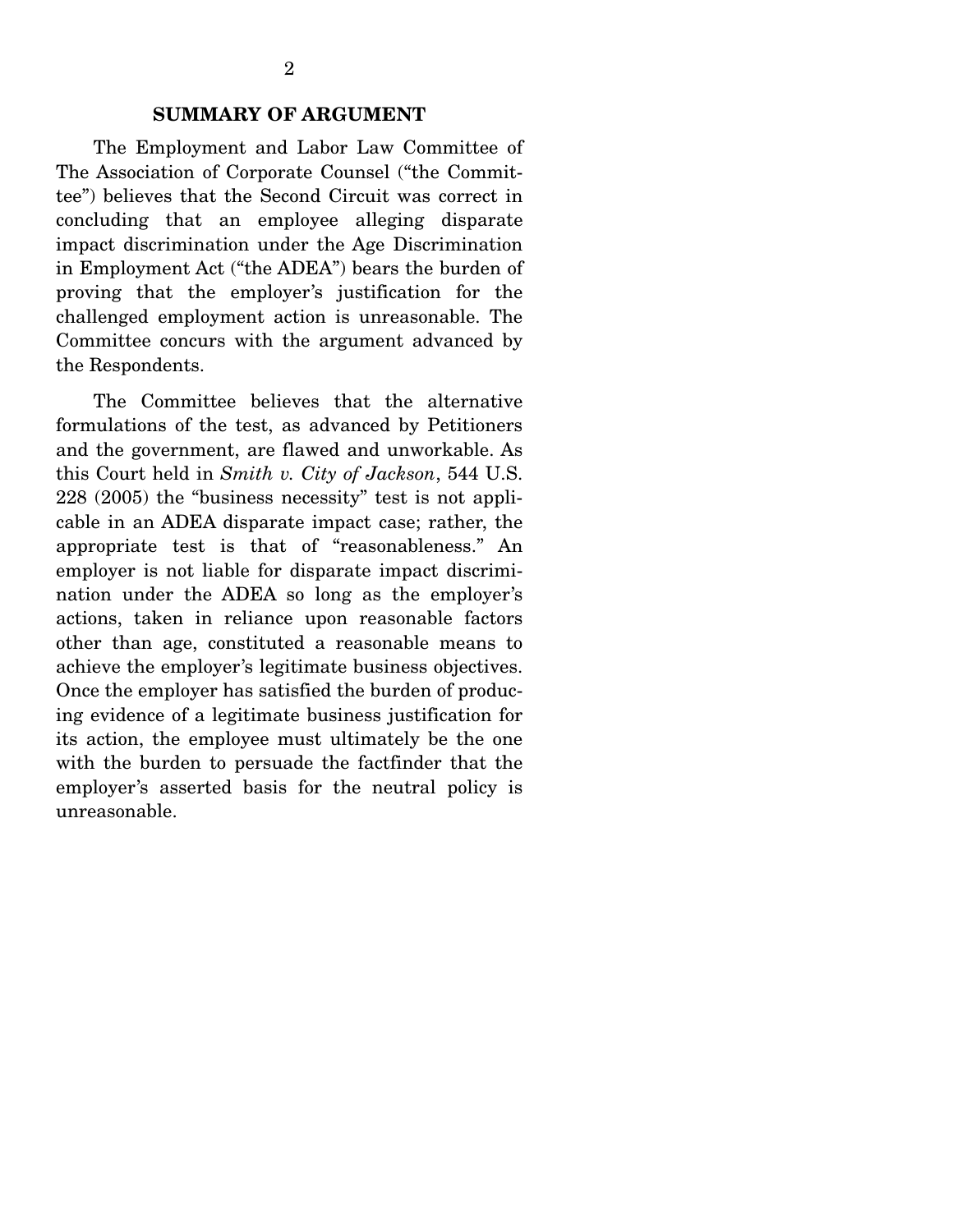## SUMMARY OF ARGUMENT

The Employment and Labor Law Committee of The Association of Corporate Counsel ("the Committee") believes that the Second Circuit was correct in concluding that an employee alleging disparate impact discrimination under the Age Discrimination in Employment Act ("the ADEA") bears the burden of proving that the employer's justification for the challenged employment action is unreasonable. The Committee concurs with the argument advanced by the Respondents.

The Committee believes that the alternative formulations of the test, as advanced by Petitioners and the government, are flawed and unworkable. As this Court held in *Smith v. City of Jackson*, 544 U.S. 228 (2005) the "business necessity" test is not applicable in an ADEA disparate impact case; rather, the appropriate test is that of "reasonableness." An employer is not liable for disparate impact discrimination under the ADEA so long as the employer's actions, taken in reliance upon reasonable factors other than age, constituted a reasonable means to achieve the employer's legitimate business objectives. Once the employer has satisfied the burden of producing evidence of a legitimate business justification for its action, the employee must ultimately be the one with the burden to persuade the factfinder that the employer's asserted basis for the neutral policy is unreasonable.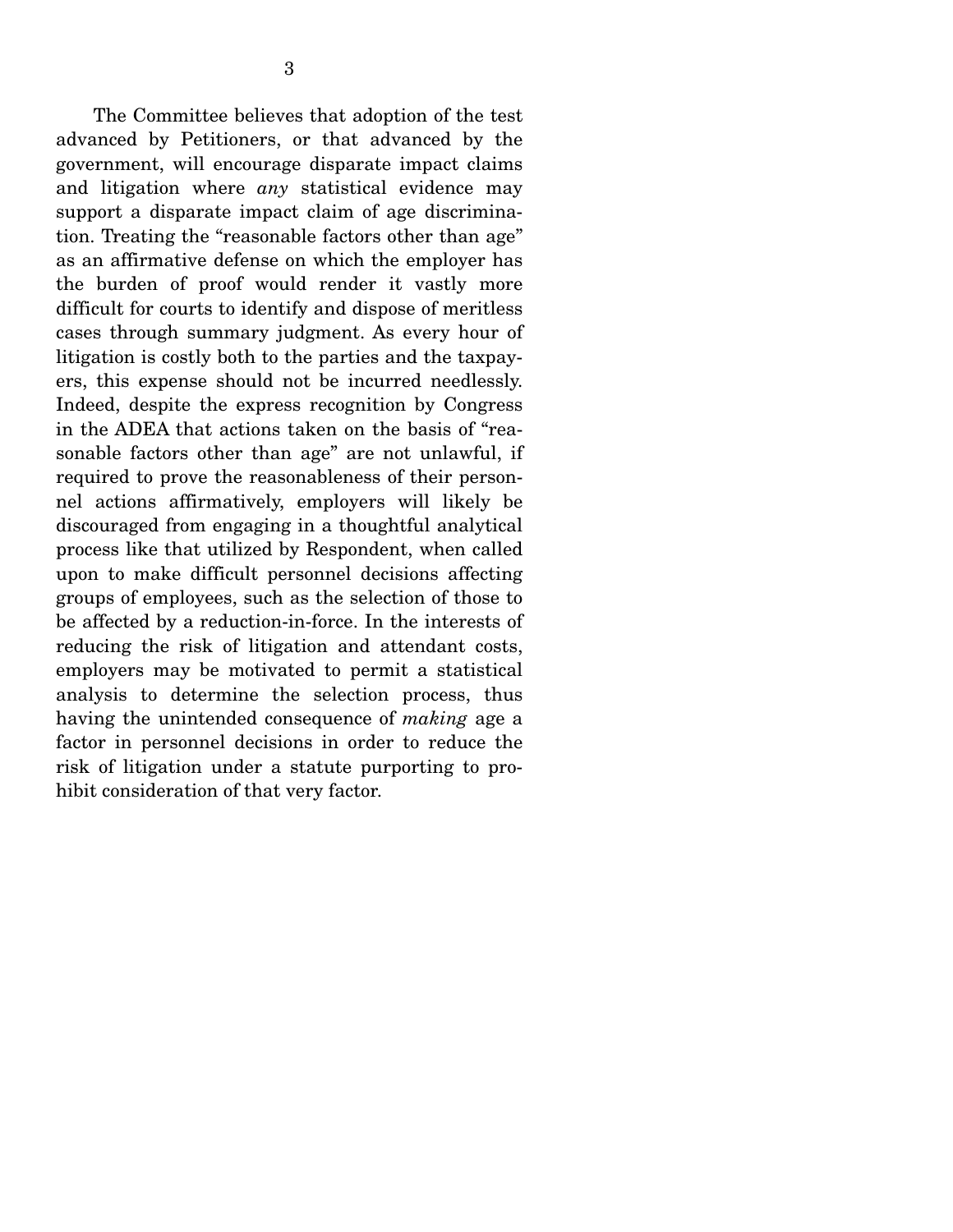The Committee believes that adoption of the test advanced by Petitioners, or that advanced by the government, will encourage disparate impact claims and litigation where *any* statistical evidence may support a disparate impact claim of age discrimination. Treating the "reasonable factors other than age" as an affirmative defense on which the employer has the burden of proof would render it vastly more difficult for courts to identify and dispose of meritless cases through summary judgment. As every hour of litigation is costly both to the parties and the taxpayers, this expense should not be incurred needlessly. Indeed, despite the express recognition by Congress in the ADEA that actions taken on the basis of "reasonable factors other than age" are not unlawful, if required to prove the reasonableness of their personnel actions affirmatively, employers will likely be discouraged from engaging in a thoughtful analytical process like that utilized by Respondent, when called upon to make difficult personnel decisions affecting groups of employees, such as the selection of those to be affected by a reduction-in-force. In the interests of reducing the risk of litigation and attendant costs, employers may be motivated to permit a statistical analysis to determine the selection process, thus having the unintended consequence of *making* age a factor in personnel decisions in order to reduce the risk of litigation under a statute purporting to prohibit consideration of that very factor.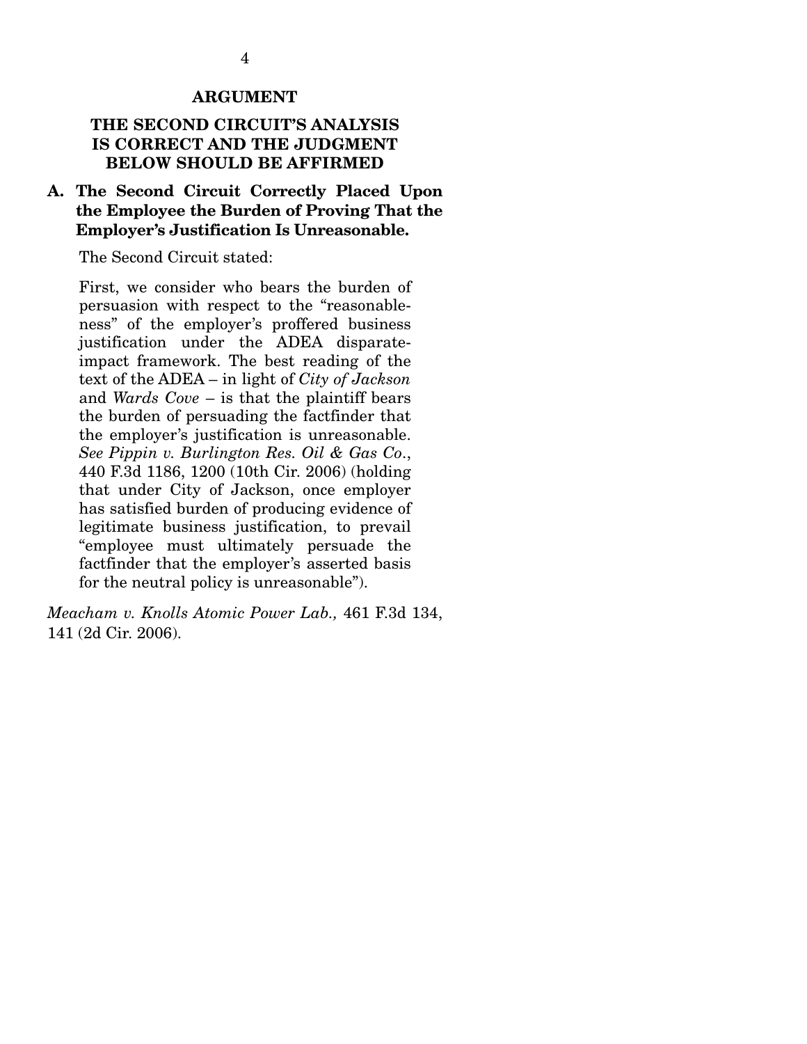## ARGUMENT

### THE SECOND CIRCUIT'S ANALYSIS IS CORRECT AND THE JUDGMENT BELOW SHOULD BE AFFIRMED

### A. The Second Circuit Correctly Placed Upon the Employee the Burden of Proving That the Employer's Justification Is Unreasonable.

The Second Circuit stated:

> First, we consider who bears the burden of persuasion with respect to the "reasonableness" of the employer's proffered business justification under the ADEA disparate-impact framework. The best reading of the text of the ADEA – in light of *City of Jackson* and *Wards Cove* – is that the plaintiff bears the burden of persuading the factfinder that the employer's justification is unreasonable. *See Pippin v. Burlington Res. Oil & Gas Co.*, 440 F.3d 1186, 1200 (10th Cir. 2006) (holding that under City of Jackson, once employer has satisfied burden of producing evidence of legitimate business justification, to prevail "employee must ultimately persuade the factfinder that the employer's asserted basis for the neutral policy is unreasonable").

*Meacham v. Knolls Atomic Power Lab.,* 461 F.3d 134, 141 (2d Cir. 2006).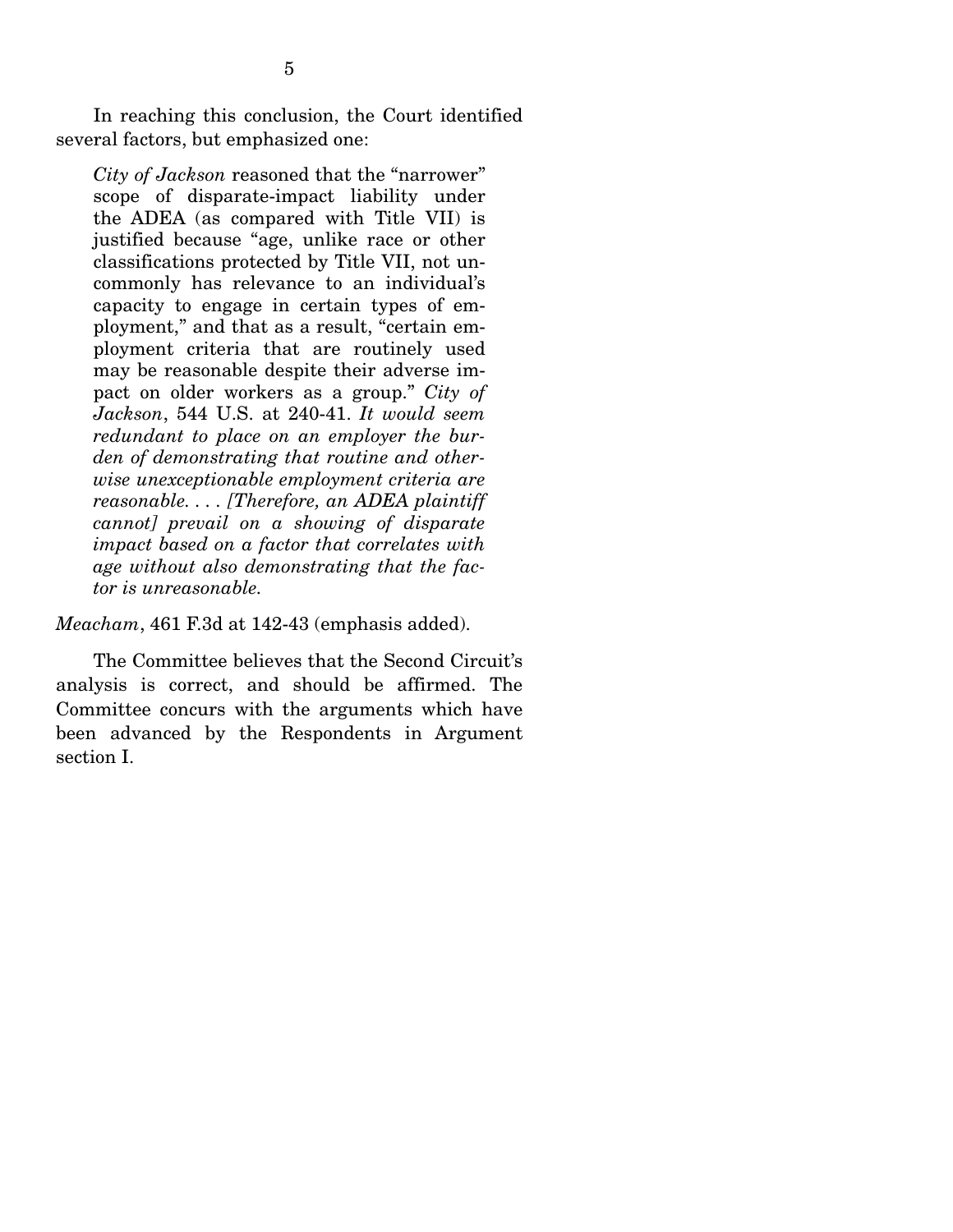In reaching this conclusion, the Court identified several factors, but emphasized one:

> *City of Jackson* reasoned that the "narrower" scope of disparate-impact liability under the ADEA (as compared with Title VII) is justified because "age, unlike race or other classifications protected by Title VII, not uncommonly has relevance to an individual's capacity to engage in certain types of employment," and that as a result, "certain employment criteria that are routinely used may be reasonable despite their adverse impact on older workers as a group." *City of Jackson*, 544 U.S. at 240-41. *It would seem redundant to place on an employer the burden of demonstrating that routine and otherwise unexceptionable employment criteria are reasonable. . . . [Therefore, an ADEA plaintiff cannot] prevail on a showing of disparate impact based on a factor that correlates with age without also demonstrating that the factor is unreasonable.*

*Meacham*, 461 F.3d at 142-43 (emphasis added).

The Committee believes that the Second Circuit's analysis is correct, and should be affirmed. The Committee concurs with the arguments which have been advanced by the Respondents in Argument section I.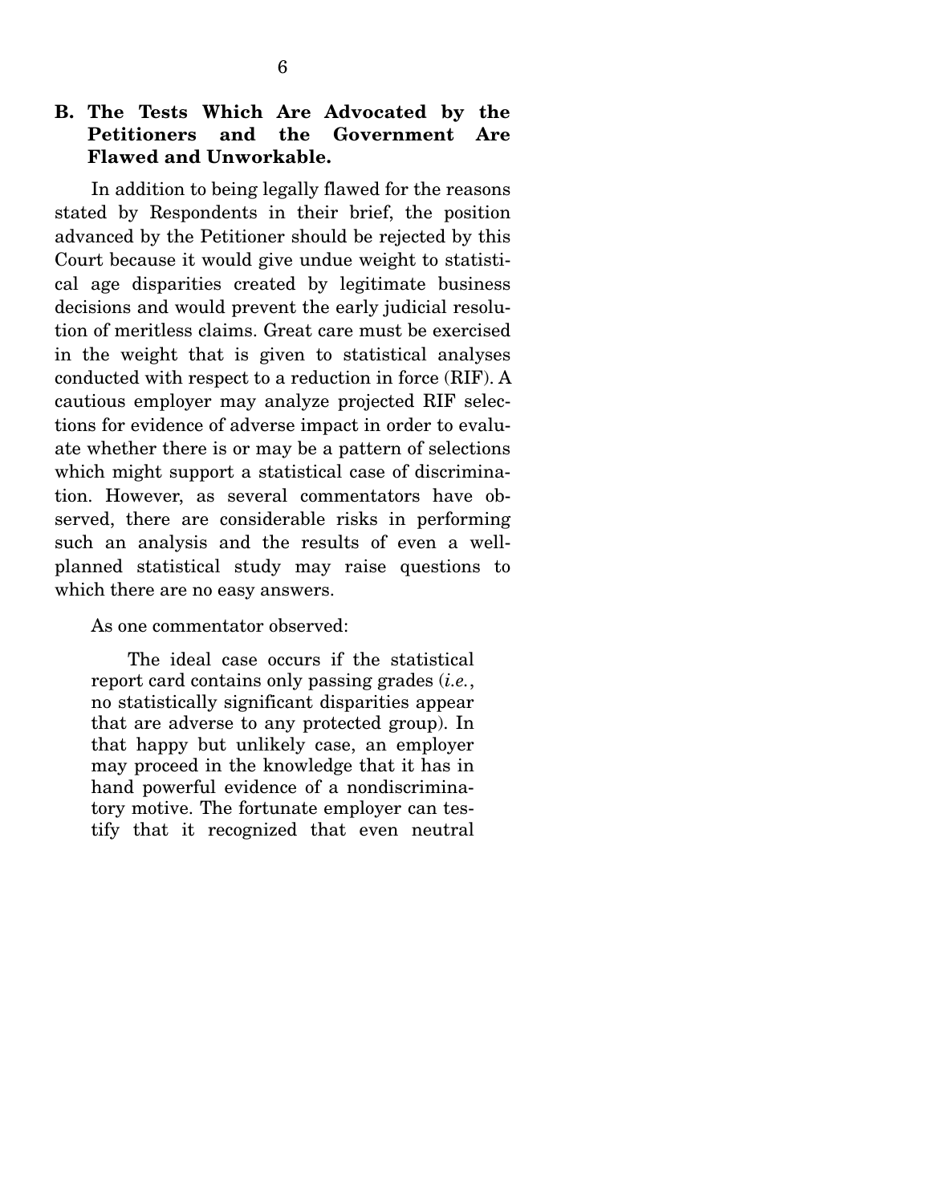### B. The Tests Which Are Advocated by the Petitioners and the Government Are Flawed and Unworkable.

In addition to being legally flawed for the reasons stated by Respondents in their brief, the position advanced by the Petitioner should be rejected by this Court because it would give undue weight to statistical age disparities created by legitimate business decisions and would prevent the early judicial resolution of meritless claims. Great care must be exercised in the weight that is given to statistical analyses conducted with respect to a reduction in force (RIF). A cautious employer may analyze projected RIF selections for evidence of adverse impact in order to evaluate whether there is or may be a pattern of selections which might support a statistical case of discrimination. However, as several commentators have observed, there are considerable risks in performing such an analysis and the results of even a well-planned statistical study may raise questions to which there are no easy answers.

As one commentator observed:

> The ideal case occurs if the statistical report card contains only passing grades (*i.e.*, no statistically significant disparities appear that are adverse to any protected group). In that happy but unlikely case, an employer may proceed in the knowledge that it has in hand powerful evidence of a nondiscriminatory motive. The fortunate employer can testify that it recognized that even neutral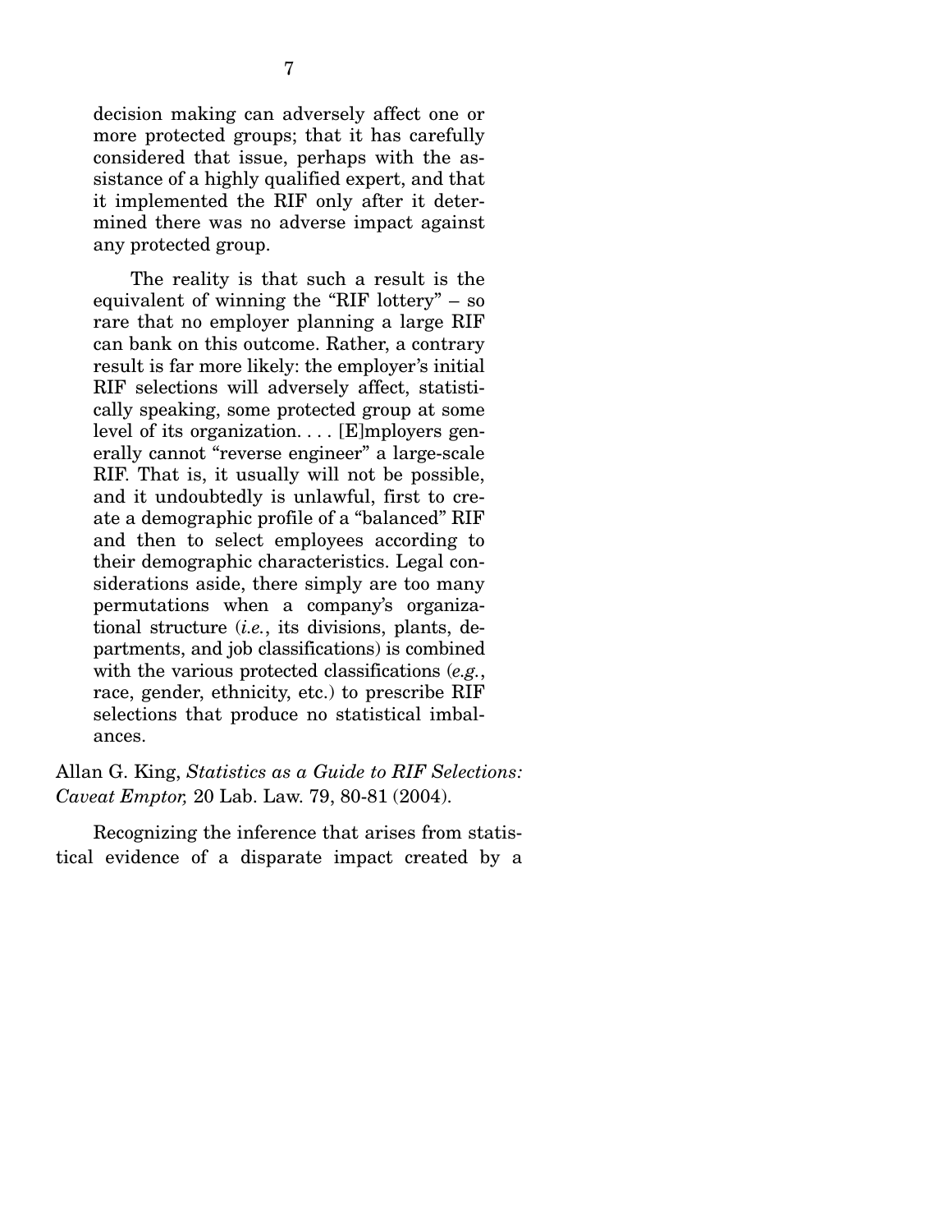> decision making can adversely affect one or more protected groups; that it has carefully considered that issue, perhaps with the assistance of a highly qualified expert, and that it implemented the RIF only after it determined there was no adverse impact against any protected group.
>
> The reality is that such a result is the equivalent of winning the "RIF lottery" – so rare that no employer planning a large RIF can bank on this outcome. Rather, a contrary result is far more likely: the employer's initial RIF selections will adversely affect, statistically speaking, some protected group at some level of its organization. . . . [E]mployers generally cannot "reverse engineer" a large-scale RIF. That is, it usually will not be possible, and it undoubtedly is unlawful, first to create a demographic profile of a "balanced" RIF and then to select employees according to their demographic characteristics. Legal considerations aside, there simply are too many permutations when a company's organizational structure (*i.e.*, its divisions, plants, departments, and job classifications) is combined with the various protected classifications (*e.g.*, race, gender, ethnicity, etc.) to prescribe RIF selections that produce no statistical imbalances.

Allan G. King, *Statistics as a Guide to RIF Selections: Caveat Emptor,* 20 Lab. Law. 79, 80-81 (2004).

Recognizing the inference that arises from statistical evidence of a disparate impact created by a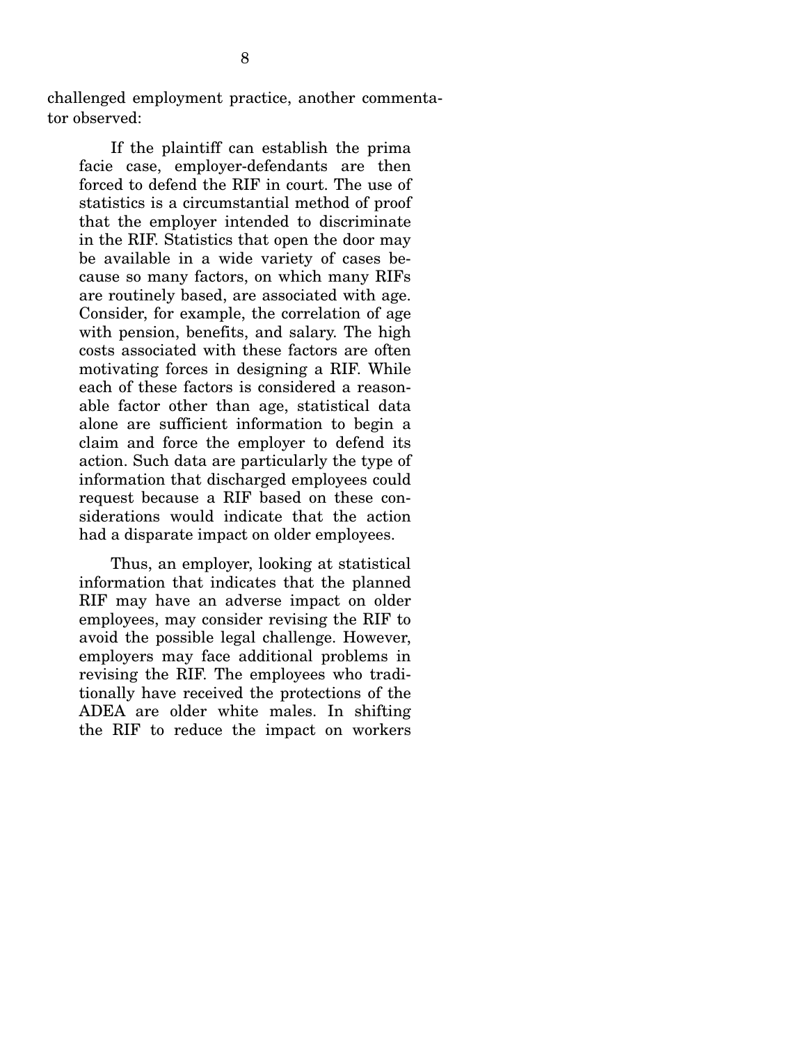challenged employment practice, another commentator observed:

> If the plaintiff can establish the prima facie case, employer-defendants are then forced to defend the RIF in court. The use of statistics is a circumstantial method of proof that the employer intended to discriminate in the RIF. Statistics that open the door may be available in a wide variety of cases because so many factors, on which many RIFs are routinely based, are associated with age. Consider, for example, the correlation of age with pension, benefits, and salary. The high costs associated with these factors are often motivating forces in designing a RIF. While each of these factors is considered a reasonable factor other than age, statistical data alone are sufficient information to begin a claim and force the employer to defend its action. Such data are particularly the type of information that discharged employees could request because a RIF based on these considerations would indicate that the action had a disparate impact on older employees.
>
> Thus, an employer, looking at statistical information that indicates that the planned RIF may have an adverse impact on older employees, may consider revising the RIF to avoid the possible legal challenge. However, employers may face additional problems in revising the RIF. The employees who traditionally have received the protections of the ADEA are older white males. In shifting the RIF to reduce the impact on workers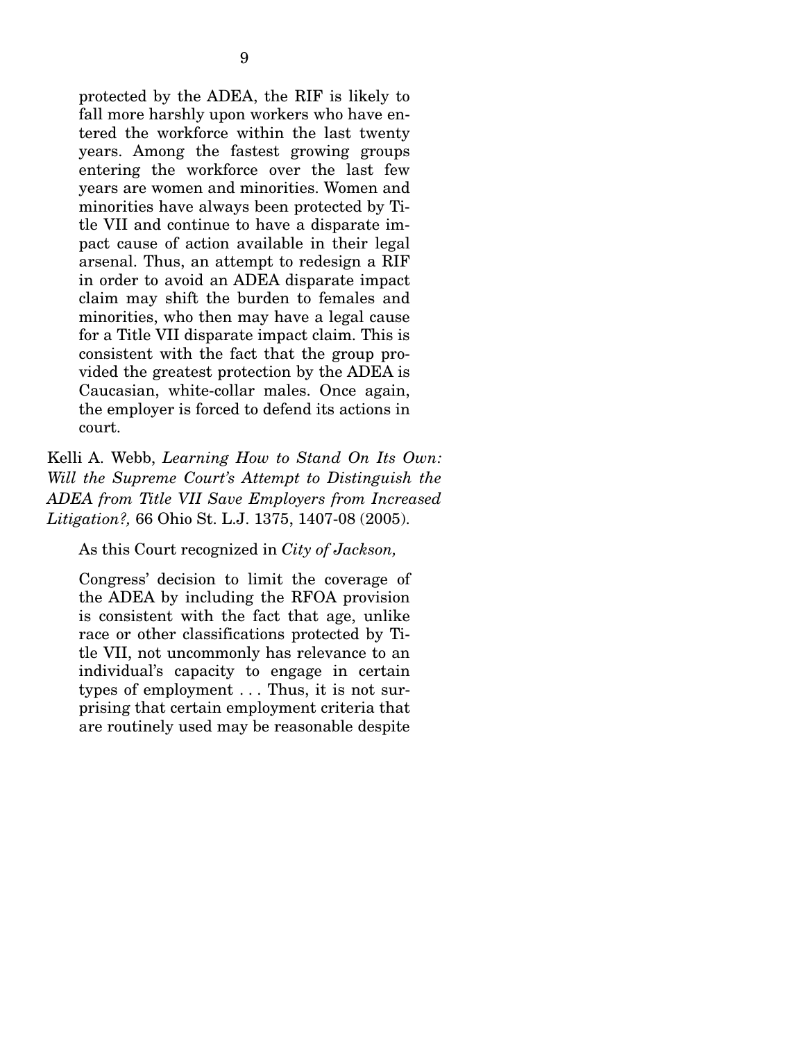> protected by the ADEA, the RIF is likely to fall more harshly upon workers who have entered the workforce within the last twenty years. Among the fastest growing groups entering the workforce over the last few years are women and minorities. Women and minorities have always been protected by Title VII and continue to have a disparate impact cause of action available in their legal arsenal. Thus, an attempt to redesign a RIF in order to avoid an ADEA disparate impact claim may shift the burden to females and minorities, who then may have a legal cause for a Title VII disparate impact claim. This is consistent with the fact that the group provided the greatest protection by the ADEA is Caucasian, white-collar males. Once again, the employer is forced to defend its actions in court.

Kelli A. Webb, *Learning How to Stand On Its Own: Will the Supreme Court's Attempt to Distinguish the ADEA from Title VII Save Employers from Increased Litigation?,* 66 Ohio St. L.J. 1375, 1407-08 (2005).

As this Court recognized in *City of Jackson,*

> Congress' decision to limit the coverage of the ADEA by including the RFOA provision is consistent with the fact that age, unlike race or other classifications protected by Title VII, not uncommonly has relevance to an individual's capacity to engage in certain types of employment . . . Thus, it is not surprising that certain employment criteria that are routinely used may be reasonable despite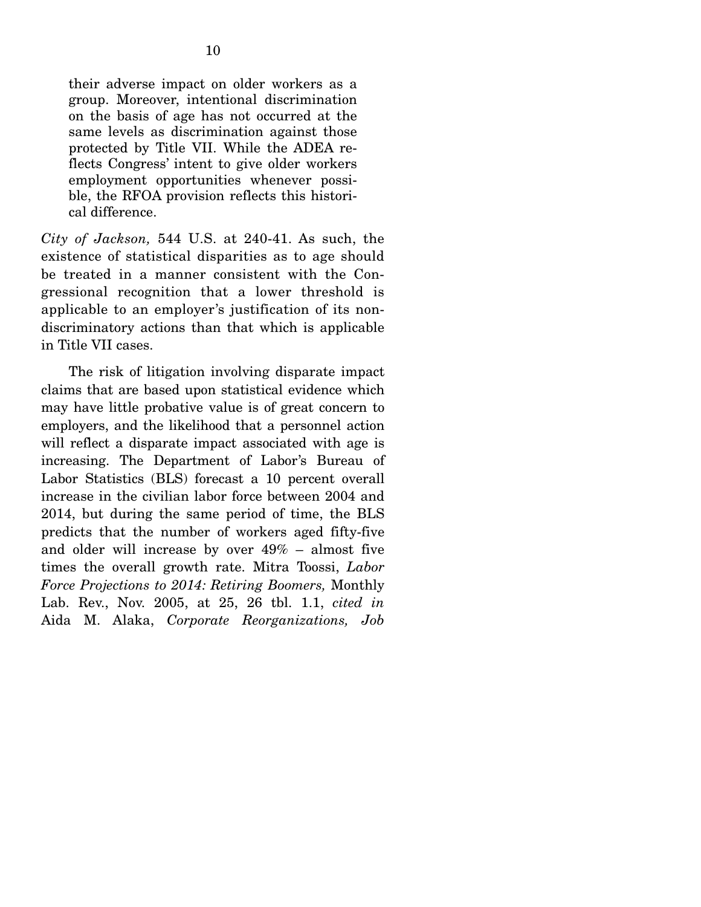> their adverse impact on older workers as a group. Moreover, intentional discrimination on the basis of age has not occurred at the same levels as discrimination against those protected by Title VII. While the ADEA reflects Congress' intent to give older workers employment opportunities whenever possible, the RFOA provision reflects this historical difference.

*City of Jackson,* 544 U.S. at 240-41. As such, the existence of statistical disparities as to age should be treated in a manner consistent with the Congressional recognition that a lower threshold is applicable to an employer's justification of its non-discriminatory actions than that which is applicable in Title VII cases.

The risk of litigation involving disparate impact claims that are based upon statistical evidence which may have little probative value is of great concern to employers, and the likelihood that a personnel action will reflect a disparate impact associated with age is increasing. The Department of Labor's Bureau of Labor Statistics (BLS) forecast a 10 percent overall increase in the civilian labor force between 2004 and 2014, but during the same period of time, the BLS predicts that the number of workers aged fifty-five and older will increase by over 49% – almost five times the overall growth rate. Mitra Toossi, *Labor Force Projections to 2014: Retiring Boomers,* Monthly Lab. Rev., Nov. 2005, at 25, 26 tbl. 1.1, *cited in* Aida M. Alaka, *Corporate Reorganizations, Job*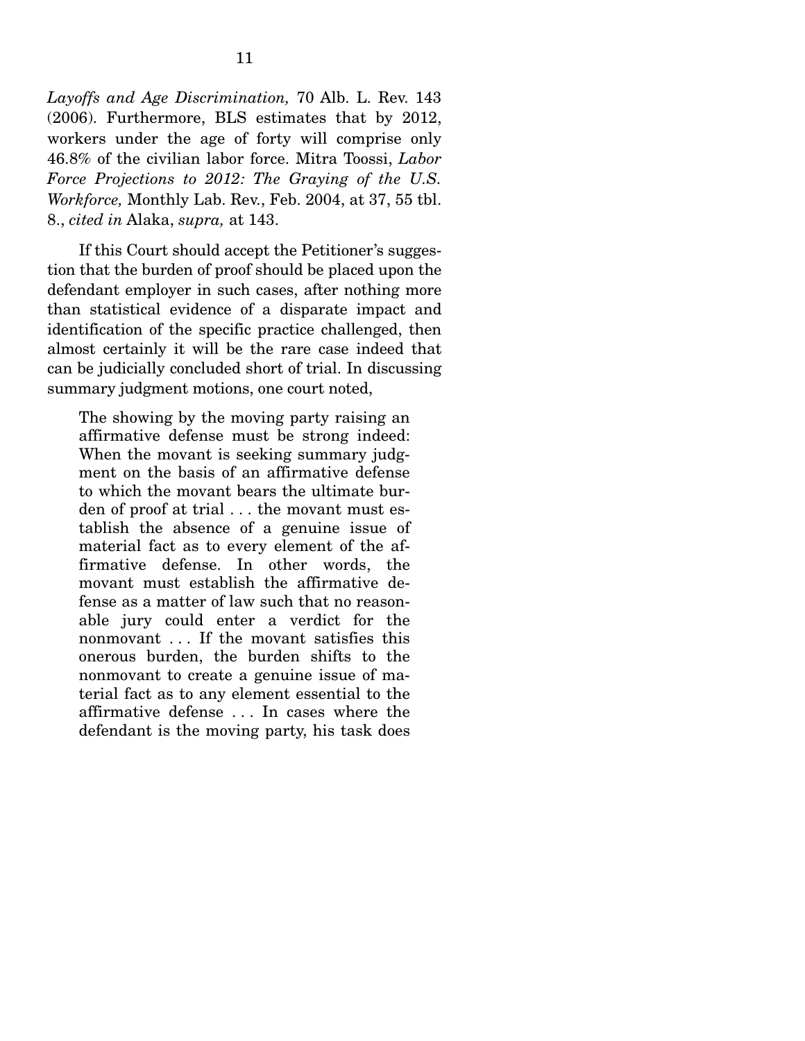*Layoffs and Age Discrimination,* 70 Alb. L. Rev. 143 (2006). Furthermore, BLS estimates that by 2012, workers under the age of forty will comprise only 46.8% of the civilian labor force. Mitra Toossi, *Labor Force Projections to 2012: The Graying of the U.S. Workforce,* Monthly Lab. Rev., Feb. 2004, at 37, 55 tbl. 8., *cited in* Alaka, *supra,* at 143.

If this Court should accept the Petitioner's suggestion that the burden of proof should be placed upon the defendant employer in such cases, after nothing more than statistical evidence of a disparate impact and identification of the specific practice challenged, then almost certainly it will be the rare case indeed that can be judicially concluded short of trial. In discussing summary judgment motions, one court noted,

> The showing by the moving party raising an affirmative defense must be strong indeed: When the movant is seeking summary judgment on the basis of an affirmative defense to which the movant bears the ultimate burden of proof at trial . . . the movant must establish the absence of a genuine issue of material fact as to every element of the affirmative defense. In other words, the movant must establish the affirmative defense as a matter of law such that no reasonable jury could enter a verdict for the nonmovant . . . If the movant satisfies this onerous burden, the burden shifts to the nonmovant to create a genuine issue of material fact as to any element essential to the affirmative defense . . . In cases where the defendant is the moving party, his task does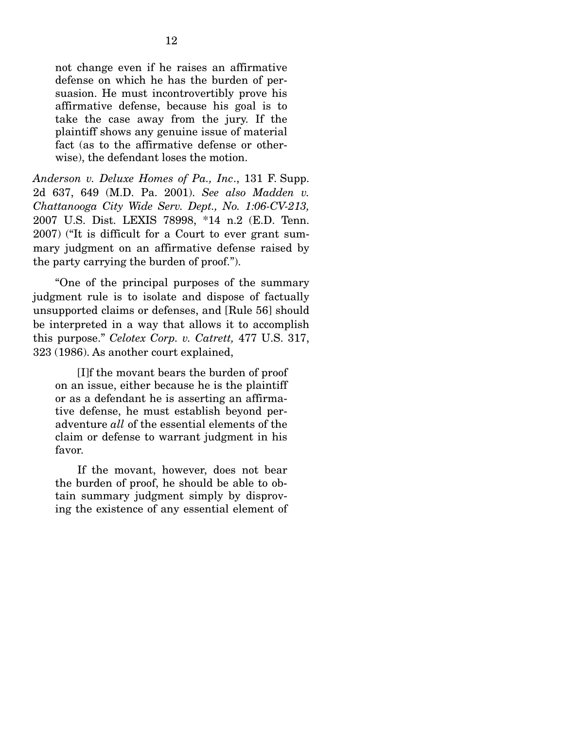> not change even if he raises an affirmative defense on which he has the burden of persuasion. He must incontrovertibly prove his affirmative defense, because his goal is to take the case away from the jury. If the plaintiff shows any genuine issue of material fact (as to the affirmative defense or otherwise), the defendant loses the motion.

*Anderson v. Deluxe Homes of Pa., Inc*., 131 F. Supp. 2d 637, 649 (M.D. Pa. 2001). *See also Madden v. Chattanooga City Wide Serv. Dept., No. 1:06-CV-213,* 2007 U.S. Dist. LEXIS 78998, *14 n.2 (E.D. Tenn. 2007) ("It is difficult for a Court to ever grant summary judgment on an affirmative defense raised by the party carrying the burden of proof.").

"One of the principal purposes of the summary judgment rule is to isolate and dispose of factually unsupported claims or defenses, and [Rule 56] should be interpreted in a way that allows it to accomplish this purpose." *Celotex Corp. v. Catrett,* 477 U.S. 317, 323 (1986). As another court explained,

> [I]f the movant bears the burden of proof on an issue, either because he is the plaintiff or as a defendant he is asserting an affirmative defense, he must establish beyond peradventure *all* of the essential elements of the claim or defense to warrant judgment in his favor.
>
> If the movant, however, does not bear the burden of proof, he should be able to obtain summary judgment simply by disproving the existence of any essential element of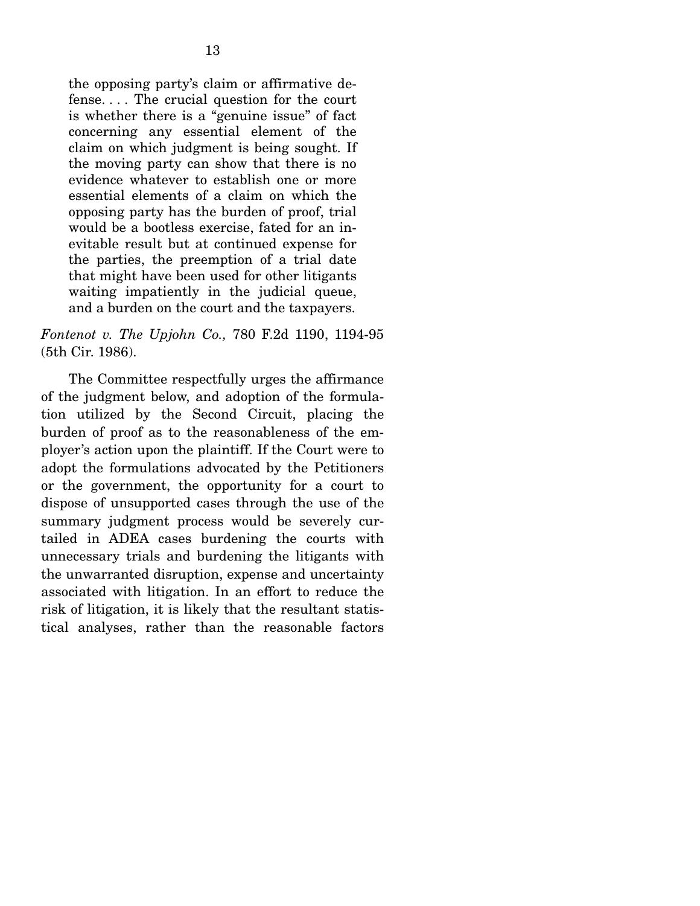> the opposing party's claim or affirmative defense. . . . The crucial question for the court is whether there is a "genuine issue" of fact concerning any essential element of the claim on which judgment is being sought. If the moving party can show that there is no evidence whatever to establish one or more essential elements of a claim on which the opposing party has the burden of proof, trial would be a bootless exercise, fated for an inevitable result but at continued expense for the parties, the preemption of a trial date that might have been used for other litigants waiting impatiently in the judicial queue, and a burden on the court and the taxpayers.

*Fontenot v. The Upjohn Co.,* 780 F.2d 1190, 1194-95 (5th Cir. 1986).

The Committee respectfully urges the affirmance of the judgment below, and adoption of the formulation utilized by the Second Circuit, placing the burden of proof as to the reasonableness of the employer's action upon the plaintiff. If the Court were to adopt the formulations advocated by the Petitioners or the government, the opportunity for a court to dispose of unsupported cases through the use of the summary judgment process would be severely curtailed in ADEA cases burdening the courts with unnecessary trials and burdening the litigants with the unwarranted disruption, expense and uncertainty associated with litigation. In an effort to reduce the risk of litigation, it is likely that the resultant statistical analyses, rather than the reasonable factors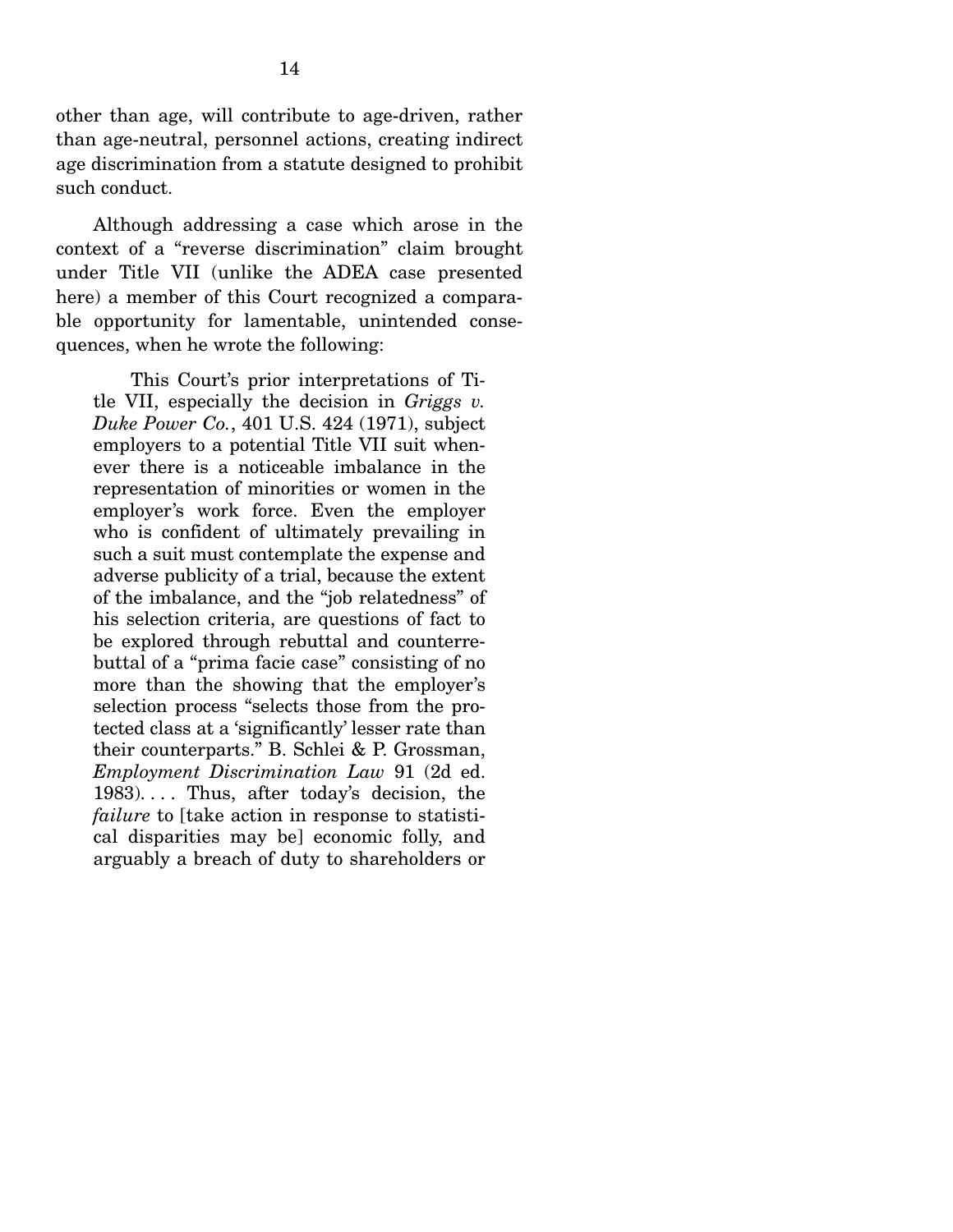other than age, will contribute to age-driven, rather than age-neutral, personnel actions, creating indirect age discrimination from a statute designed to prohibit such conduct.

Although addressing a case which arose in the context of a "reverse discrimination" claim brought under Title VII (unlike the ADEA case presented here) a member of this Court recognized a comparable opportunity for lamentable, unintended consequences, when he wrote the following:

> This Court's prior interpretations of Title VII, especially the decision in *Griggs v. Duke Power Co.*, 401 U.S. 424 (1971), subject employers to a potential Title VII suit whenever there is a noticeable imbalance in the representation of minorities or women in the employer's work force. Even the employer who is confident of ultimately prevailing in such a suit must contemplate the expense and adverse publicity of a trial, because the extent of the imbalance, and the "job relatedness" of his selection criteria, are questions of fact to be explored through rebuttal and counterrebuttal of a "prima facie case" consisting of no more than the showing that the employer's selection process "selects those from the protected class at a 'significantly' lesser rate than their counterparts." B. Schlei & P. Grossman, *Employment Discrimination Law* 91 (2d ed. 1983). . . . Thus, after today's decision, the *failure* to [take action in response to statistical disparities may be] economic folly, and arguably a breach of duty to shareholders or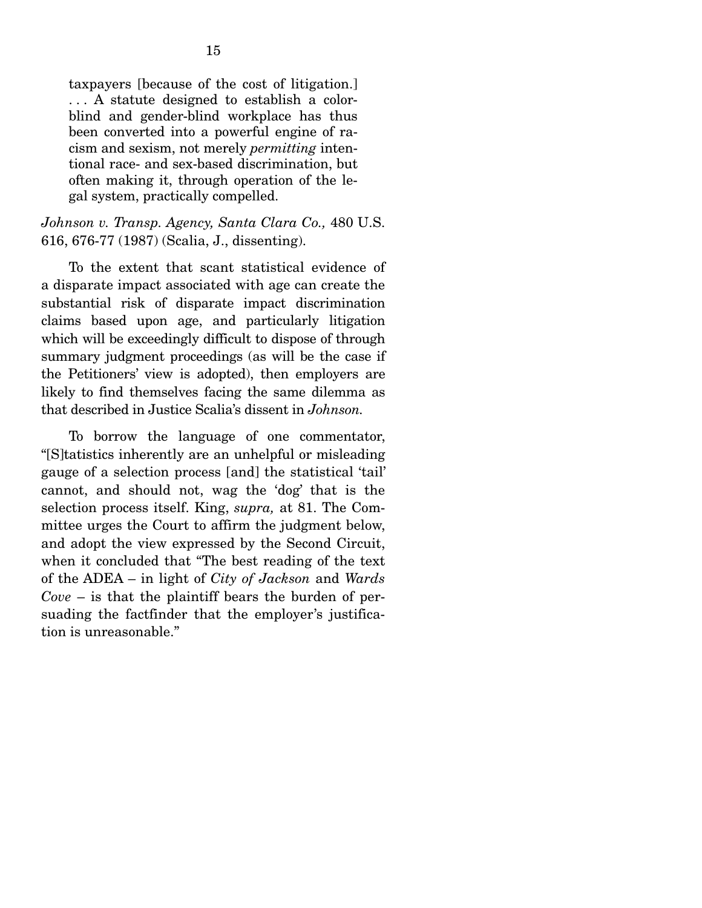> taxpayers [because of the cost of litigation.] . . . A statute designed to establish a color-blind and gender-blind workplace has thus been converted into a powerful engine of racism and sexism, not merely *permitting* intentional race- and sex-based discrimination, but often making it, through operation of the legal system, practically compelled.

*Johnson v. Transp. Agency, Santa Clara Co.,* 480 U.S. 616, 676-77 (1987) (Scalia, J., dissenting).

To the extent that scant statistical evidence of a disparate impact associated with age can create the substantial risk of disparate impact discrimination claims based upon age, and particularly litigation which will be exceedingly difficult to dispose of through summary judgment proceedings (as will be the case if the Petitioners' view is adopted), then employers are likely to find themselves facing the same dilemma as that described in Justice Scalia's dissent in *Johnson.*

To borrow the language of one commentator, "[S]tatistics inherently are an unhelpful or misleading gauge of a selection process [and] the statistical 'tail' cannot, and should not, wag the 'dog' that is the selection process itself. King, *supra,* at 81. The Committee urges the Court to affirm the judgment below, and adopt the view expressed by the Second Circuit, when it concluded that "The best reading of the text of the ADEA – in light of *City of Jackson* and *Wards Cove* – is that the plaintiff bears the burden of persuading the factfinder that the employer's justification is unreasonable."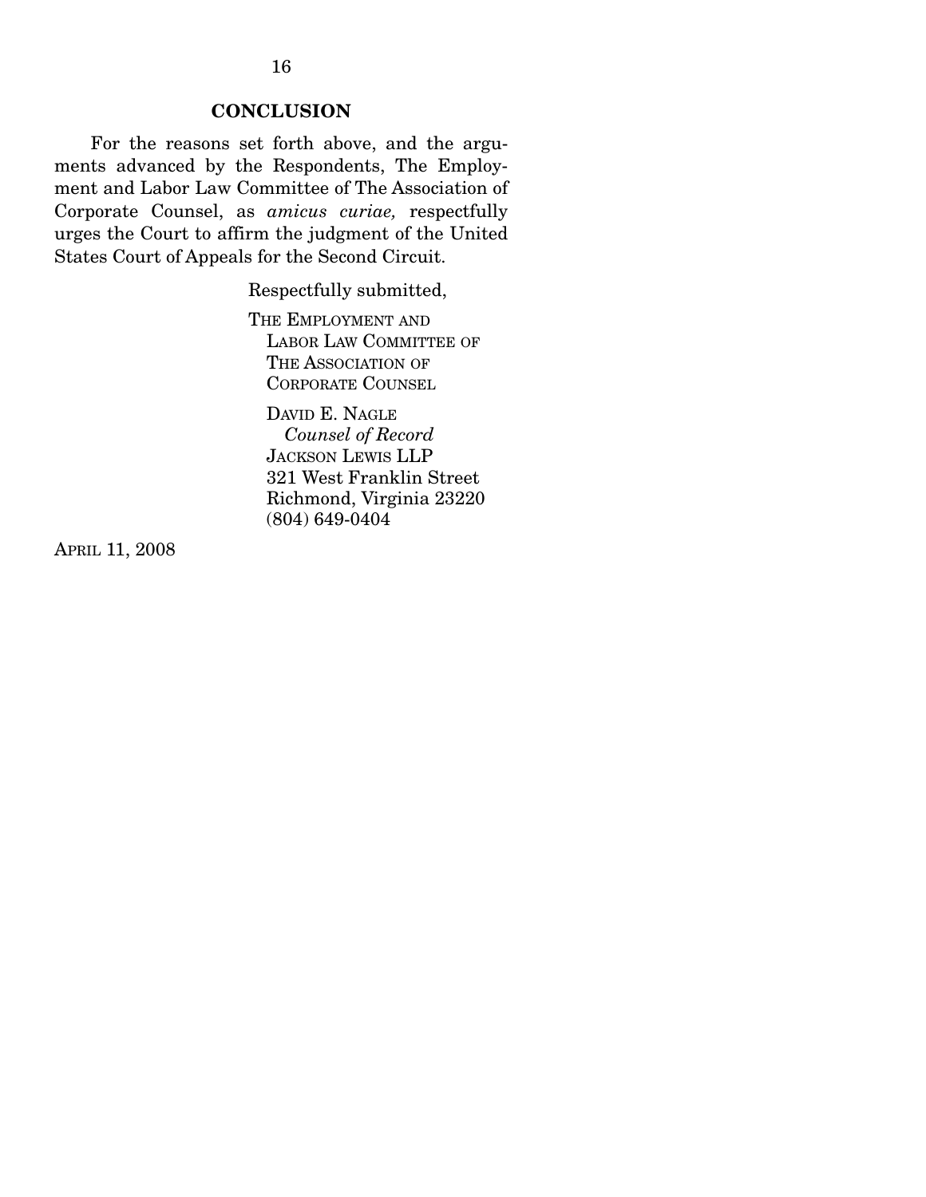## CONCLUSION

For the reasons set forth above, and the arguments advanced by the Respondents, The Employment and Labor Law Committee of The Association of Corporate Counsel, as *amicus curiae,* respectfully urges the Court to affirm the judgment of the United States Court of Appeals for the Second Circuit.

Respectfully submitted,

THE EMPLOYMENT AND LABOR LAW COMMITTEE OF THE ASSOCIATION OF CORPORATE COUNSEL

DAVID E. NAGLE
*Counsel of Record*
JACKSON LEWIS LLP
321 West Franklin Street
Richmond, Virginia 23220
(804) 649-0404

APRIL 11, 2008